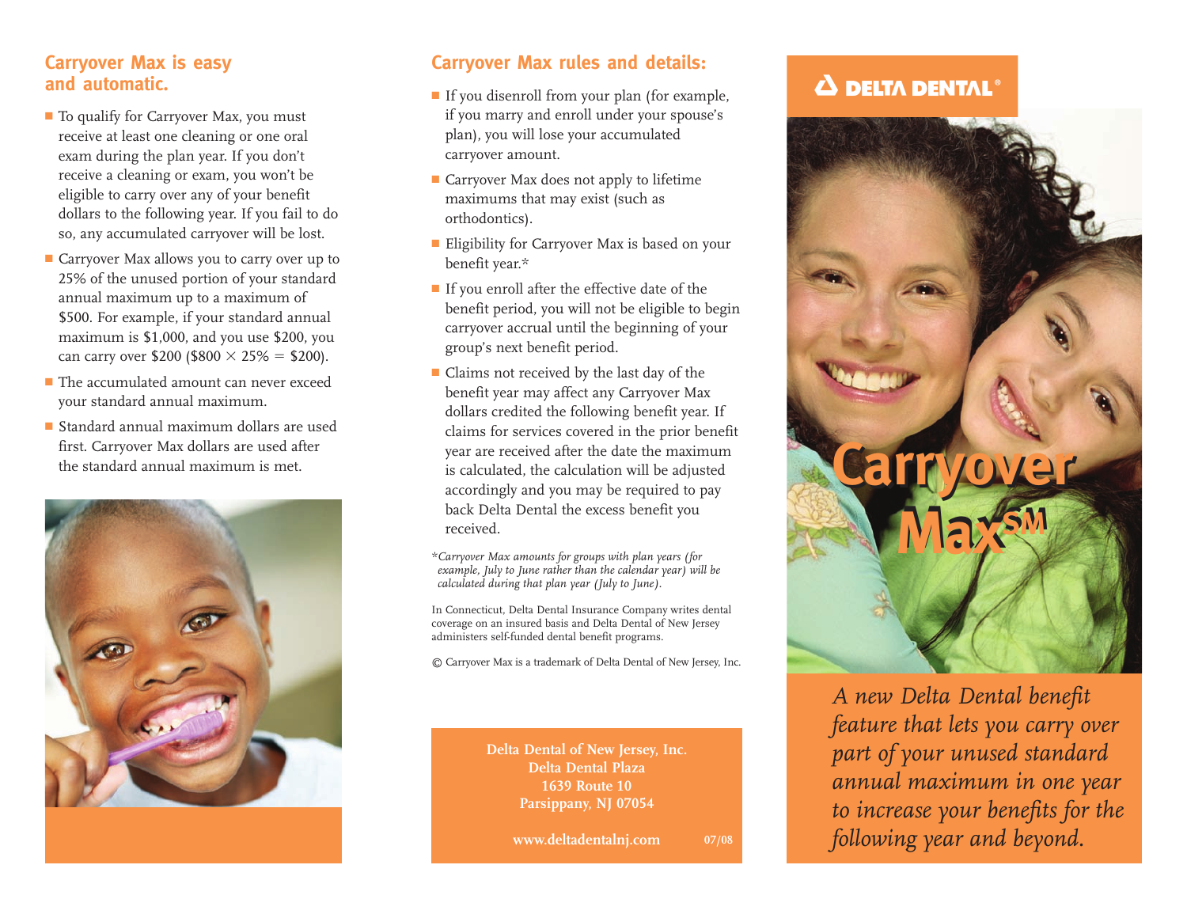## Carryover Max is easy and automatic.

- To qualify for Carryover Max, you must receive at least one cleaning or one oral exam during the plan year. If you don't receive a cleaning or exam, you won't be eligible to carry over any of your benefit dollars to the following year. If you fail to do so, any accumulated carryover will be lost.
- Carryover Max allows you to carry over up to 25% of the unused portion of your standard annual maximum up to a maximum of $500. For example, if your standard annual maximum is $1,000, and you use $200, you can carry over $200 ($800 × 25% = $200).
- The accumulated amount can never exceed your standard annual maximum.
- Standard annual maximum dollars are used first. Carryover Max dollars are used after the standard annual maximum is met.

## Carryover Max rules and details:

- If you disenroll from your plan (for example, if you marry and enroll under your spouse's plan), you will lose your accumulated carryover amount.
- Carryover Max does not apply to lifetime maximums that may exist (such as orthodontics).
- Eligibility for Carryover Max is based on your benefit year.*
- If you enroll after the effective date of the benefit period, you will not be eligible to begin carryover accrual until the beginning of your group's next benefit period.
- Claims not received by the last day of the benefit year may affect any Carryover Max dollars credited the following benefit year. If claims for services covered in the prior benefit year are received after the date the maximum is calculated, the calculation will be adjusted accordingly and you may be required to pay back Delta Dental the excess benefit you received.

**Carryover Max amounts for groups with plan years (for example, July to June rather than the calendar year) will be calculated during that plan year (July to June).*

In Connecticut, Delta Dental Insurance Company writes dental coverage on an insured basis and Delta Dental of New Jersey administers self-funded dental benefit programs.

© Carryover Max is a trademark of Delta Dental of New Jersey, Inc.

**Delta Dental of New Jersey, Inc.**
**Delta Dental Plaza**
**1639 Route 10**
**Parsippany, NJ 07054**

**www.deltadentalnj.com** **07/08**

**DELTA DENTAL®**

# Carryover Max℠

*A new Delta Dental benefit feature that lets you carry over part of your unused standard annual maximum in one year to increase your benefits for the following year and beyond.*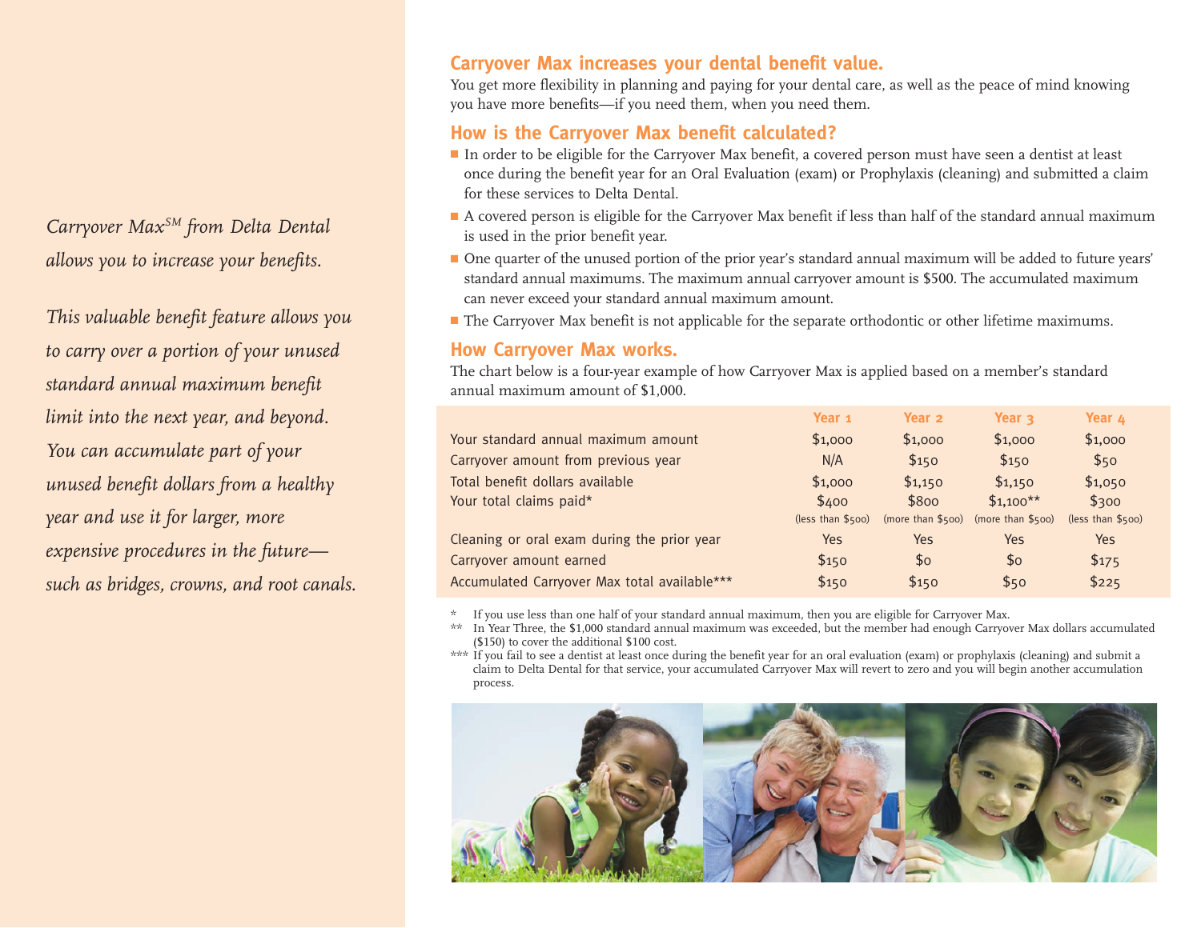*Carryover Max*[SM] *from Delta Dental allows you to increase your benefits.*

*This valuable benefit feature allows you to carry over a portion of your unused standard annual maximum benefit limit into the next year, and beyond. You can accumulate part of your unused benefit dollars from a healthy year and use it for larger, more expensive procedures in the future—such as bridges, crowns, and root canals.*

## Carryover Max increases your dental benefit value.

You get more flexibility in planning and paying for your dental care, as well as the peace of mind knowing you have more benefits—if you need them, when you need them.

## How is the Carryover Max benefit calculated?

- In order to be eligible for the Carryover Max benefit, a covered person must have seen a dentist at least once during the benefit year for an Oral Evaluation (exam) or Prophylaxis (cleaning) and submitted a claim for these services to Delta Dental.
- A covered person is eligible for the Carryover Max benefit if less than half of the standard annual maximum is used in the prior benefit year.
- One quarter of the unused portion of the prior year's standard annual maximum will be added to future years' standard annual maximums. The maximum annual carryover amount is $500. The accumulated maximum can never exceed your standard annual maximum amount.
- The Carryover Max benefit is not applicable for the separate orthodontic or other lifetime maximums.

## How Carryover Max works.

The chart below is a four-year example of how Carryover Max is applied based on a member's standard annual maximum amount of $1,000.

| | Year 1 | Year 2 | Year 3 | Year 4 |
|---|---|---|---|---|
| Your standard annual maximum amount | $1,000 | $1,000 | $1,000 | $1,000 |
| Carryover amount from previous year | N/A | $150 | $150 | $50 |
| Total benefit dollars available | $1,000 | $1,150 | $1,150 | $1,050 |
| Your total claims paid* | $400 (less than $500) | $800 (more than $500) | $1,100** (more than $500) | $300 (less than $500) |
| Cleaning or oral exam during the prior year | Yes | Yes | Yes | Yes |
| Carryover amount earned | $150 | $0 | $0 | $175 |
| Accumulated Carryover Max total available*** | $150 | $150 | $50 | $225 |

\* If you use less than one half of your standard annual maximum, then you are eligible for Carryover Max.

** In Year Three, the $1,000 standard annual maximum was exceeded, but the member had enough Carryover Max dollars accumulated ($150) to cover the additional $100 cost.

*** If you fail to see a dentist at least once during the benefit year for an oral evaluation (exam) or prophylaxis (cleaning) and submit a claim to Delta Dental for that service, your accumulated Carryover Max will revert to zero and you will begin another accumulation process.